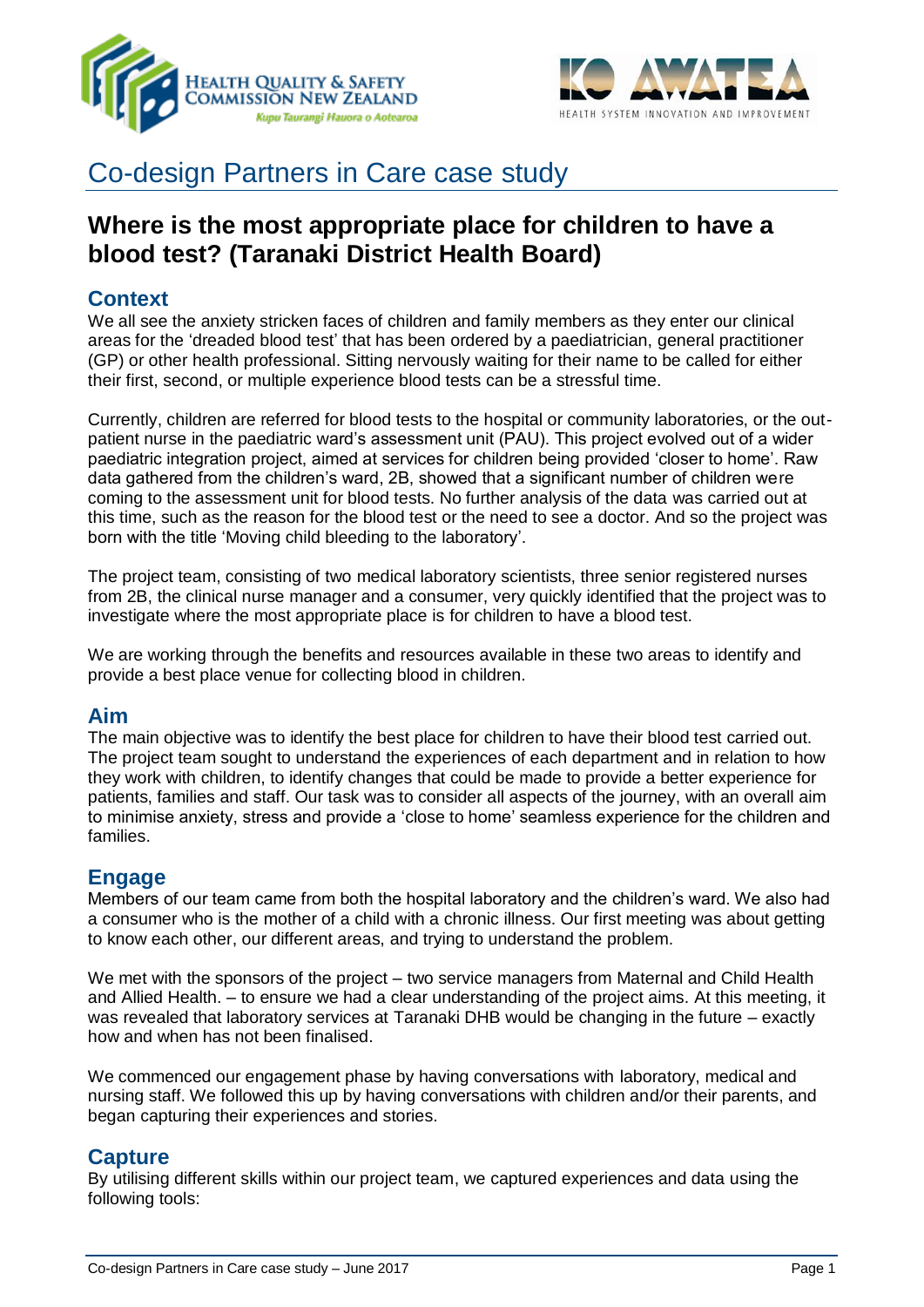# Co-design Partners in Care case study

## Where is the most appropriate place for children to have a blood test? (Taranaki District Health Board)

### Context

We all see the anxiety stricken faces of children and family members as they enter our clinical areas for the 'dreaded blood test' that has been ordered by a paediatrician, general practitioner (GP) or other health professional. Sitting nervously waiting for their name to be called for either their first, second, or multiple experience blood tests can be a stressful time.

Currently, children are referred for blood tests to the hospital or community laboratories, or the out-patient nurse in the paediatric ward's assessment unit (PAU). This project evolved out of a wider paediatric integration project, aimed at services for children being provided 'closer to home'. Raw data gathered from the children's ward, 2B, showed that a significant number of children were coming to the assessment unit for blood tests. No further analysis of the data was carried out at this time, such as the reason for the blood test or the need to see a doctor. And so the project was born with the title 'Moving child bleeding to the laboratory'.

The project team, consisting of two medical laboratory scientists, three senior registered nurses from 2B, the clinical nurse manager and a consumer, very quickly identified that the project was to investigate where the most appropriate place is for children to have a blood test.

We are working through the benefits and resources available in these two areas to identify and provide a best place venue for collecting blood in children.

### Aim

The main objective was to identify the best place for children to have their blood test carried out. The project team sought to understand the experiences of each department and in relation to how they work with children, to identify changes that could be made to provide a better experience for patients, families and staff. Our task was to consider all aspects of the journey, with an overall aim to minimise anxiety, stress and provide a 'close to home' seamless experience for the children and families.

### Engage

Members of our team came from both the hospital laboratory and the children's ward. We also had a consumer who is the mother of a child with a chronic illness. Our first meeting was about getting to know each other, our different areas, and trying to understand the problem.

We met with the sponsors of the project – two service managers from Maternal and Child Health and Allied Health. – to ensure we had a clear understanding of the project aims. At this meeting, it was revealed that laboratory services at Taranaki DHB would be changing in the future – exactly how and when has not been finalised.

We commenced our engagement phase by having conversations with laboratory, medical and nursing staff. We followed this up by having conversations with children and/or their parents, and began capturing their experiences and stories.

### Capture

By utilising different skills within our project team, we captured experiences and data using the following tools: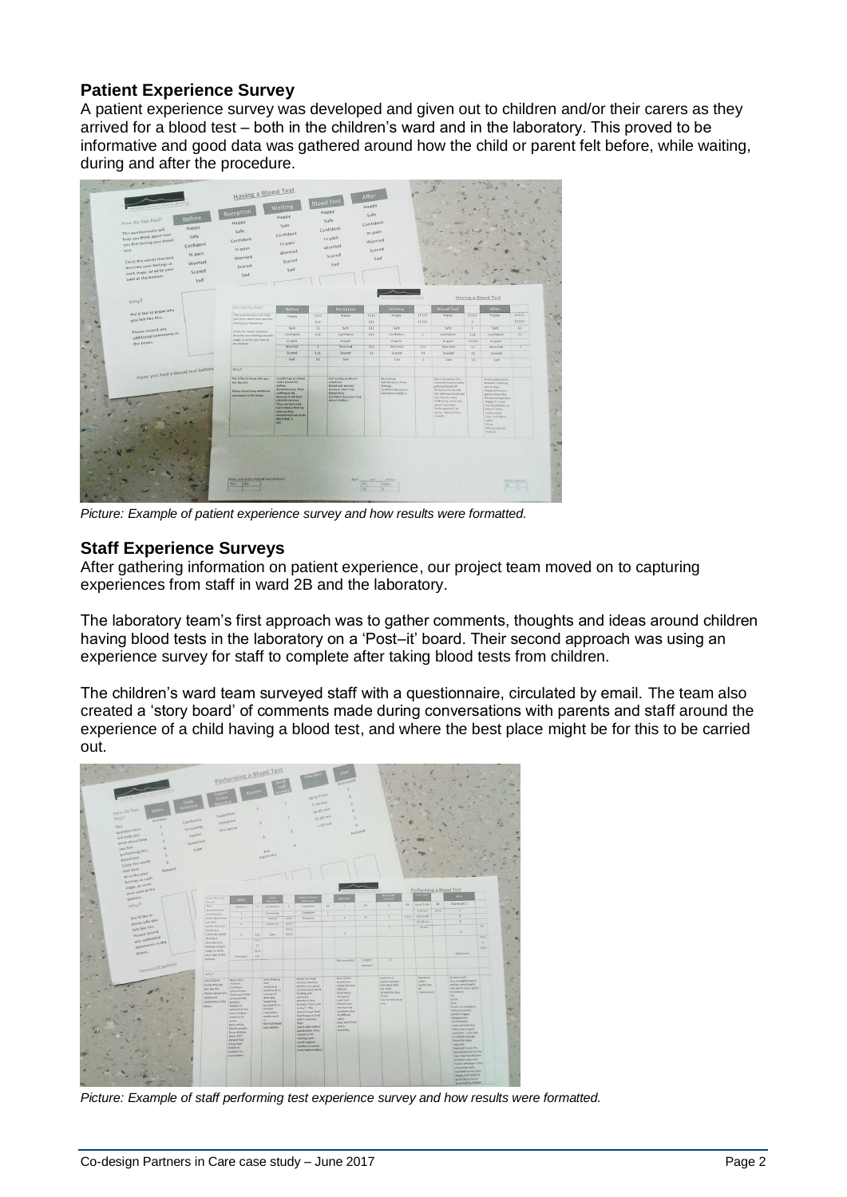## Patient Experience Survey

A patient experience survey was developed and given out to children and/or their carers as they arrived for a blood test – both in the children's ward and in the laboratory. This proved to be informative and good data was gathered around how the child or parent felt before, while waiting, during and after the procedure.

*Picture: Example of patient experience survey and how results were formatted.*

## Staff Experience Surveys

After gathering information on patient experience, our project team moved on to capturing experiences from staff in ward 2B and the laboratory.

The laboratory team's first approach was to gather comments, thoughts and ideas around children having blood tests in the laboratory on a 'Post–it' board. Their second approach was using an experience survey for staff to complete after taking blood tests from children.

The children's ward team surveyed staff with a questionnaire, circulated by email. The team also created a 'story board' of comments made during conversations with parents and staff around the experience of a child having a blood test, and where the best place might be for this to be carried out.

*Picture: Example of staff performing test experience survey and how results were formatted.*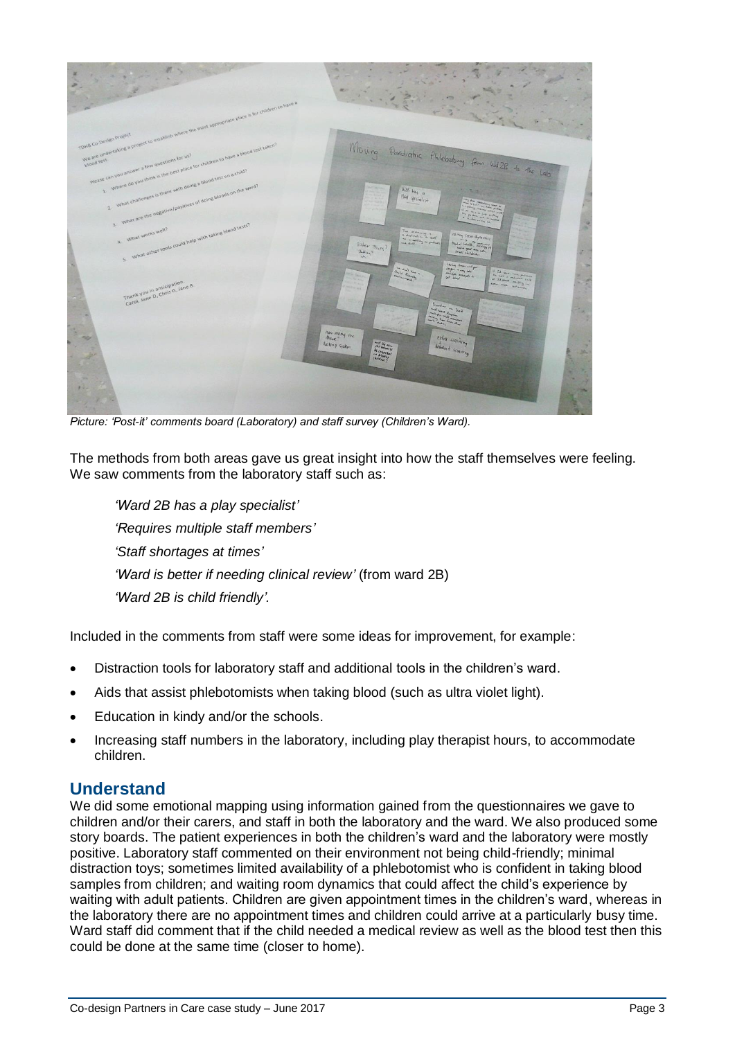*Picture: 'Post-it' comments board (Laboratory) and staff survey (Children's Ward).*

The methods from both areas gave us great insight into how the staff themselves were feeling. We saw comments from the laboratory staff such as:

> *'Ward 2B has a play specialist'*
>
> *'Requires multiple staff members'*
>
> *'Staff shortages at times'*
>
> *'Ward is better if needing clinical review'* (from ward 2B)
>
> *'Ward 2B is child friendly'.*

Included in the comments from staff were some ideas for improvement, for example:

- Distraction tools for laboratory staff and additional tools in the children's ward.
- Aids that assist phlebotomists when taking blood (such as ultra violet light).
- Education in kindy and/or the schools.
- Increasing staff numbers in the laboratory, including play therapist hours, to accommodate children.

## Understand

We did some emotional mapping using information gained from the questionnaires we gave to children and/or their carers, and staff in both the laboratory and the ward. We also produced some story boards. The patient experiences in both the children's ward and the laboratory were mostly positive. Laboratory staff commented on their environment not being child-friendly; minimal distraction toys; sometimes limited availability of a phlebotomist who is confident in taking blood samples from children; and waiting room dynamics that could affect the child's experience by waiting with adult patients. Children are given appointment times in the children's ward, whereas in the laboratory there are no appointment times and children could arrive at a particularly busy time. Ward staff did comment that if the child needed a medical review as well as the blood test then this could be done at the same time (closer to home).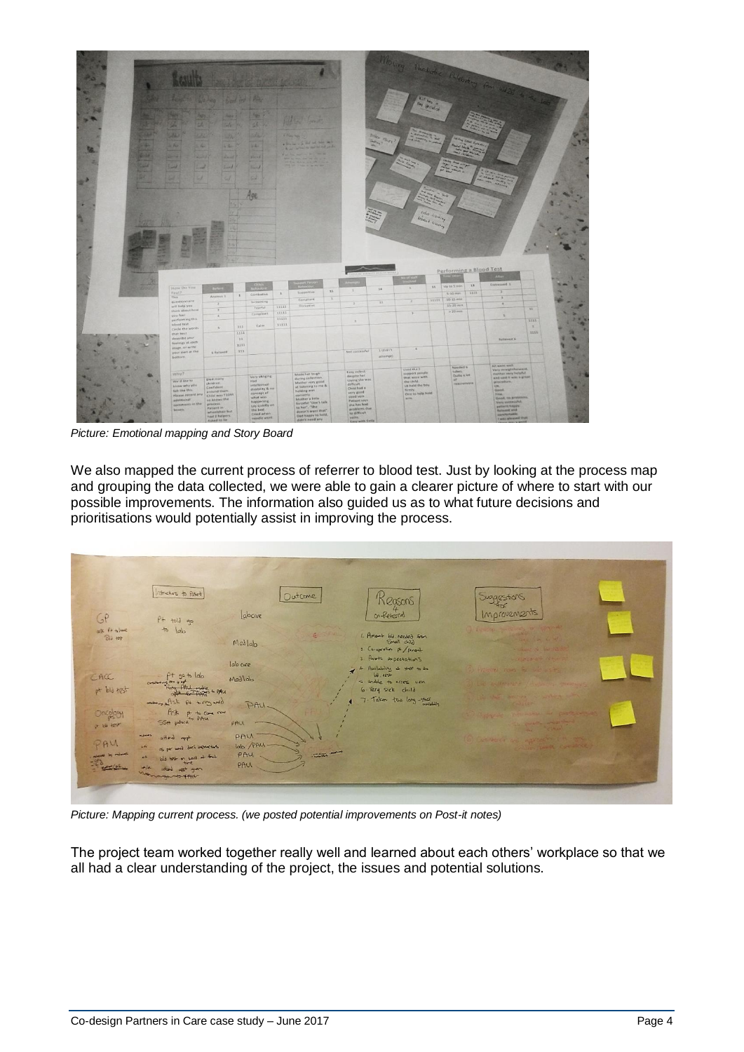*Picture: Emotional mapping and Story Board*

We also mapped the current process of referrer to blood test. Just by looking at the process map and grouping the data collected, we were able to gain a clearer picture of where to start with our possible improvements. The information also guided us as to what future decisions and prioritisations would potentially assist in improving the process.

*Picture: Mapping current process. (we posted potential improvements on Post-it notes)*

The project team worked together really well and learned about each others' workplace so that we all had a clear understanding of the project, the issues and potential solutions.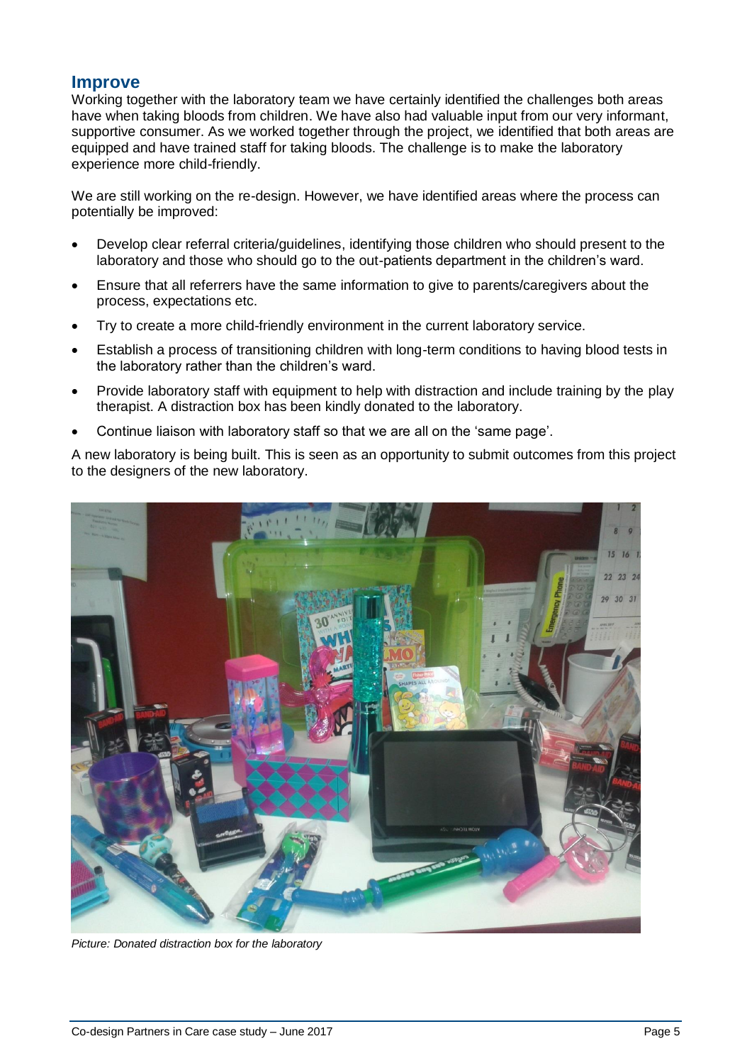## Improve

Working together with the laboratory team we have certainly identified the challenges both areas have when taking bloods from children. We have also had valuable input from our very informant, supportive consumer. As we worked together through the project, we identified that both areas are equipped and have trained staff for taking bloods. The challenge is to make the laboratory experience more child-friendly.

We are still working on the re-design. However, we have identified areas where the process can potentially be improved:

- Develop clear referral criteria/guidelines, identifying those children who should present to the laboratory and those who should go to the out-patients department in the children's ward.
- Ensure that all referrers have the same information to give to parents/caregivers about the process, expectations etc.
- Try to create a more child-friendly environment in the current laboratory service.
- Establish a process of transitioning children with long-term conditions to having blood tests in the laboratory rather than the children's ward.
- Provide laboratory staff with equipment to help with distraction and include training by the play therapist. A distraction box has been kindly donated to the laboratory.
- Continue liaison with laboratory staff so that we are all on the 'same page'.

A new laboratory is being built. This is seen as an opportunity to submit outcomes from this project to the designers of the new laboratory.

*Picture: Donated distraction box for the laboratory*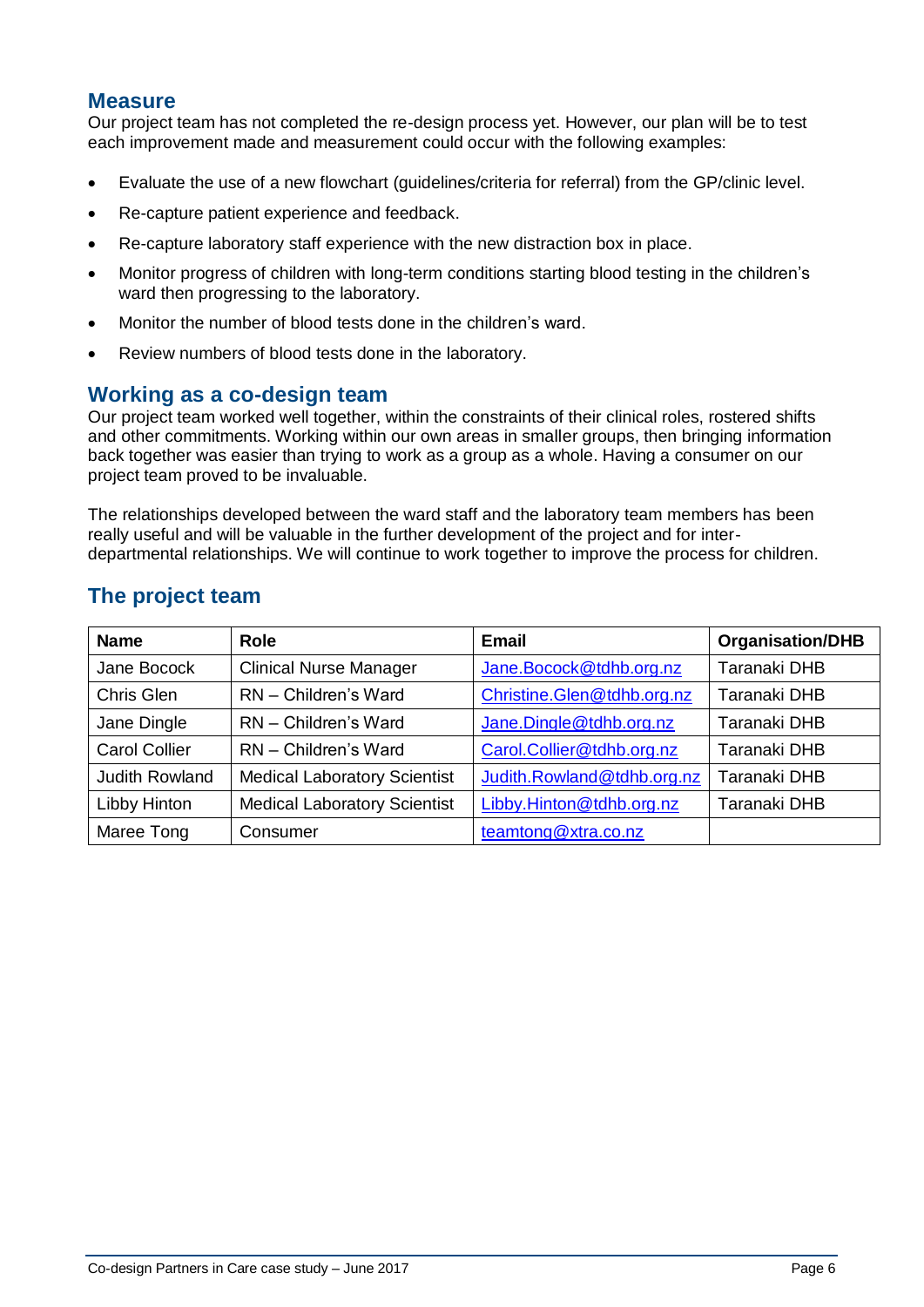## Measure

Our project team has not completed the re-design process yet. However, our plan will be to test each improvement made and measurement could occur with the following examples:

- Evaluate the use of a new flowchart (guidelines/criteria for referral) from the GP/clinic level.
- Re-capture patient experience and feedback.
- Re-capture laboratory staff experience with the new distraction box in place.
- Monitor progress of children with long-term conditions starting blood testing in the children's ward then progressing to the laboratory.
- Monitor the number of blood tests done in the children's ward.
- Review numbers of blood tests done in the laboratory.

## Working as a co-design team

Our project team worked well together, within the constraints of their clinical roles, rostered shifts and other commitments. Working within our own areas in smaller groups, then bringing information back together was easier than trying to work as a group as a whole. Having a consumer on our project team proved to be invaluable.

The relationships developed between the ward staff and the laboratory team members has been really useful and will be valuable in the further development of the project and for inter-departmental relationships. We will continue to work together to improve the process for children.

## The project team

| Name | Role | Email | Organisation/DHB |
|---|---|---|---|
| Jane Bocock | Clinical Nurse Manager | Jane.Bocock@tdhb.org.nz | Taranaki DHB |
| Chris Glen | RN – Children's Ward | Christine.Glen@tdhb.org.nz | Taranaki DHB |
| Jane Dingle | RN – Children's Ward | Jane.Dingle@tdhb.org.nz | Taranaki DHB |
| Carol Collier | RN – Children's Ward | Carol.Collier@tdhb.org.nz | Taranaki DHB |
| Judith Rowland | Medical Laboratory Scientist | Judith.Rowland@tdhb.org.nz | Taranaki DHB |
| Libby Hinton | Medical Laboratory Scientist | Libby.Hinton@tdhb.org.nz | Taranaki DHB |
| Maree Tong | Consumer | teamtong@xtra.co.nz | |